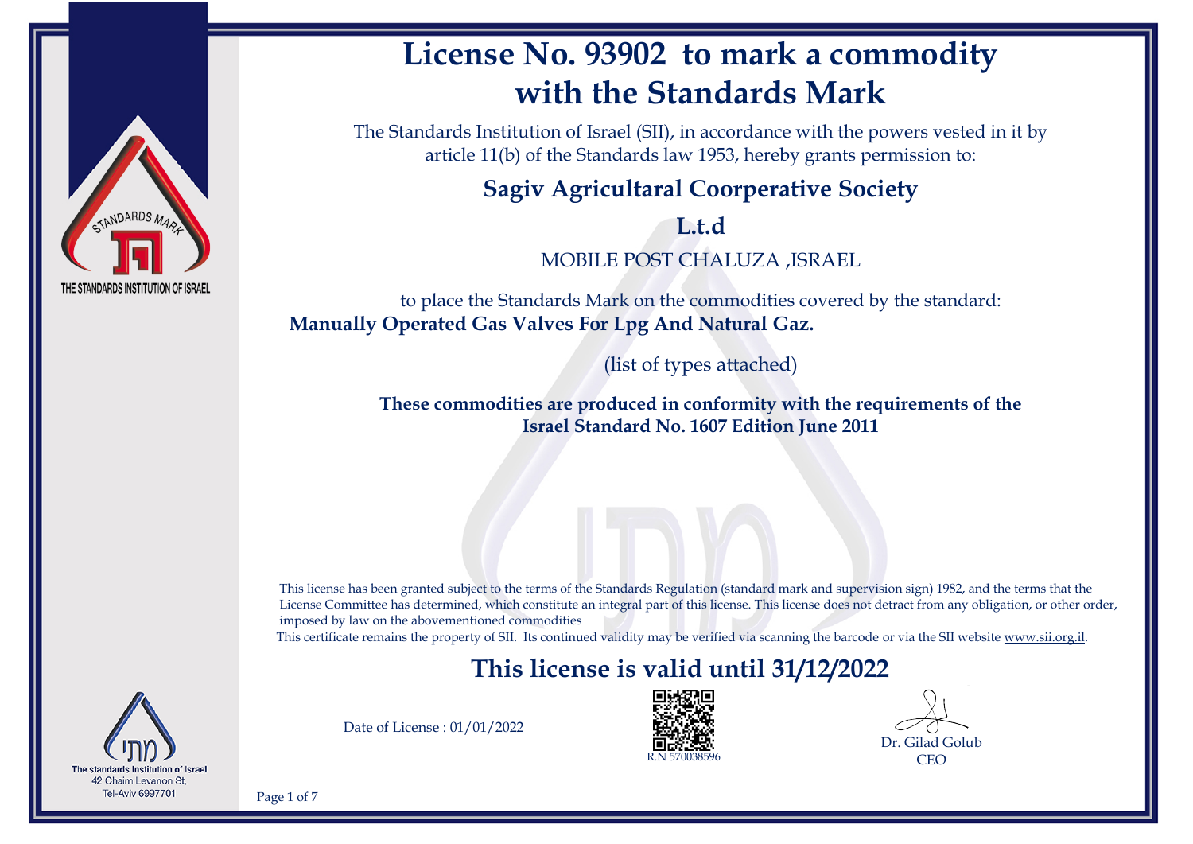# License No. 93902 to mark a commodity with the Standards Mark

The Standards Institution of Israel (SII), in accordance with the powers vested in it by article 11(b) of the Standards law 1953, hereby grants permission to:

**Sagiv Agricultaral Coorperative Society**

**L.t.d**

MOBILE POST CHALUZA ,ISRAEL

to place the Standards Mark on the commodities covered by the standard:
**Manually Operated Gas Valves For Lpg And Natural Gaz.**

(list of types attached)

**These commodities are produced in conformity with the requirements of the Israel Standard No. 1607 Edition June 2011**

This license has been granted subject to the terms of the Standards Regulation (standard mark and supervision sign) 1982, and the terms that the License Committee has determined, which constitute an integral part of this license. This license does not detract from any obligation, or other order, imposed by law on the abovementioned commodities

This certificate remains the property of SII. Its continued validity may be verified via scanning the barcode or via the SII website www.sii.org.il.

## This license is valid until 31/12/2022

Date of License : 01/01/2022

R.N 570038596

Dr. Gilad Golub
CEO

STANDARDS MARK
THE STANDARDS INSTITUTION OF ISRAEL

מתי
The standards Institution of Israel
42 Chaim Levanon St.
Tel-Aviv 6997701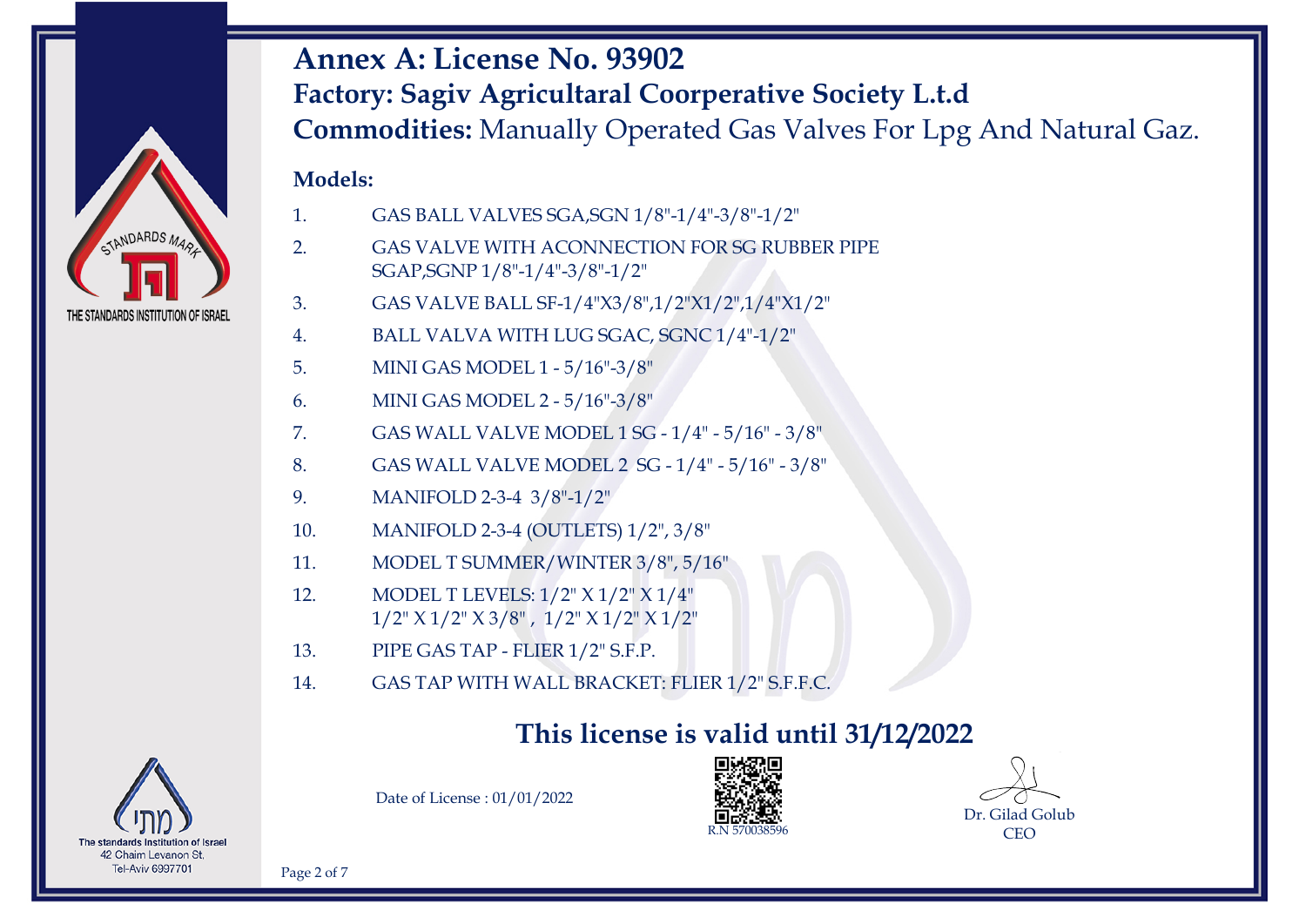# Annex A: License No. 93902

## Factory: Sagiv Agricultaral Coorperative Society L.t.d

## **Commodities:** Manually Operated Gas Valves For Lpg And Natural Gaz.

**Models:**

1. GAS BALL VALVES SGA,SGN 1/8"-1/4"-3/8"-1/2"
2. GAS VALVE WITH ACONNECTION FOR SG RUBBER PIPE SGAP,SGNP 1/8"-1/4"-3/8"-1/2"
3. GAS VALVE BALL SF-1/4"X3/8",1/2"X1/2",1/4"X1/2"
4. BALL VALVA WITH LUG SGAC, SGNC 1/4"-1/2"
5. MINI GAS MODEL 1 - 5/16"-3/8"
6. MINI GAS MODEL 2 - 5/16"-3/8"
7. GAS WALL VALVE MODEL 1 SG - 1/4" - 5/16" - 3/8"
8. GAS WALL VALVE MODEL 2 SG - 1/4" - 5/16" - 3/8"
9. MANIFOLD 2-3-4 3/8"-1/2"
10. MANIFOLD 2-3-4 (OUTLETS) 1/2", 3/8"
11. MODEL T SUMMER/WINTER 3/8", 5/16"
12. MODEL T LEVELS: 1/2" X 1/2" X 1/4"
    1/2" X 1/2" X 3/8" , 1/2" X 1/2" X 1/2"
13. PIPE GAS TAP - FLIER 1/2" S.F.P.
14. GAS TAP WITH WALL BRACKET: FLIER 1/2" S.F.F.C.

## This license is valid until 31/12/2022

Date of License : 01/01/2022

R.N 570038596

Dr. Gilad Golub
CEO

STANDARDS MARK
THE STANDARDS INSTITUTION OF ISRAEL

מתי
The standards Institution of Israel
42 Chaim Levanon St.
Tel-Aviv 6997701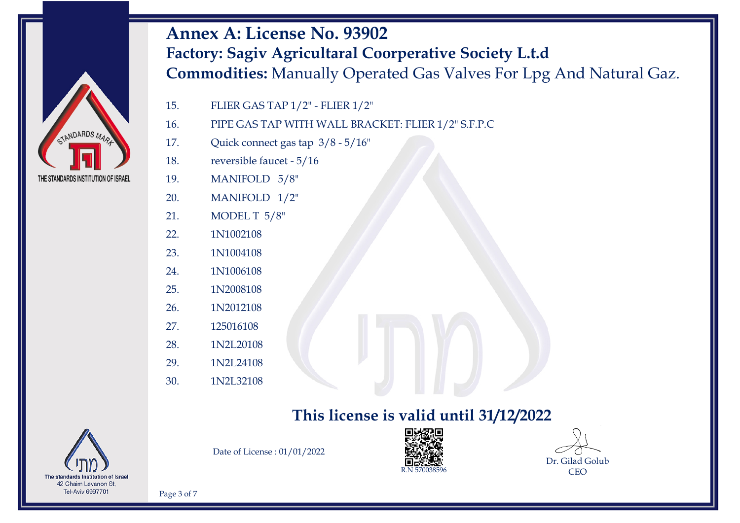# Annex A: License No. 93902

## Factory: Sagiv Agricultaral Coorperative Society L.t.d

**Commodities:** Manually Operated Gas Valves For Lpg And Natural Gaz.

15. FLIER GAS TAP 1/2" - FLIER 1/2"
16. PIPE GAS TAP WITH WALL BRACKET: FLIER 1/2" S.F.P.C
17. Quick connect gas tap 3/8 - 5/16"
18. reversible faucet - 5/16
19. MANIFOLD 5/8"
20. MANIFOLD 1/2"
21. MODEL T 5/8"
22. 1N1002108
23. 1N1004108
24. 1N1006108
25. 1N2008108
26. 1N2012108
27. 125016108
28. 1N2L20108
29. 1N2L24108
30. 1N2L32108

## This license is valid until 31/12/2022

Date of License : 01/01/2022

R.N 570038596

Dr. Gilad Golub
CEO

STANDARDS MARK
THE STANDARDS INSTITUTION OF ISRAEL

The standards Institution of Israel
42 Chaim Levanon St.
Tel-Aviv 6997701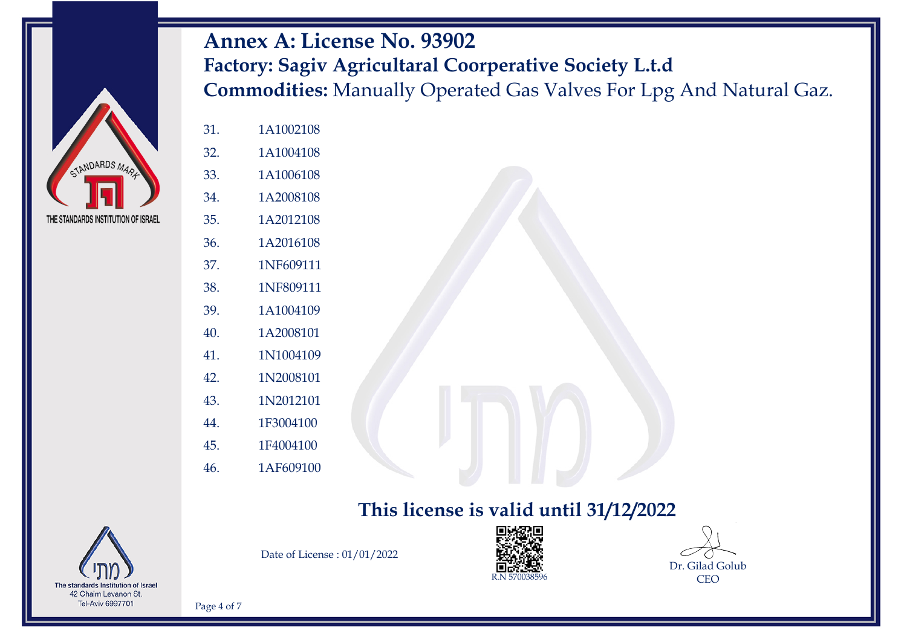# Annex A: License No. 93902

## Factory: Sagiv Agricultaral Coorperative Society L.t.d

**Commodities:** Manually Operated Gas Valves For Lpg And Natural Gaz.

31. 1A1002108
32. 1A1004108
33. 1A1006108
34. 1A2008108
35. 1A2012108
36. 1A2016108
37. 1NF609111
38. 1NF809111
39. 1A1004109
40. 1A2008101
41. 1N1004109
42. 1N2008101
43. 1N2012101
44. 1F3004100
45. 1F4004100
46. 1AF609100

**This license is valid until 31/12/2022**

Date of License : 01/01/2022

R.N 570038596

Dr. Gilad Golub
CEO

STANDARDS MARK
THE STANDARDS INSTITUTION OF ISRAEL

מתי
The standards Institution of Israel
42 Chaim Levanon St.
Tel-Aviv 6997701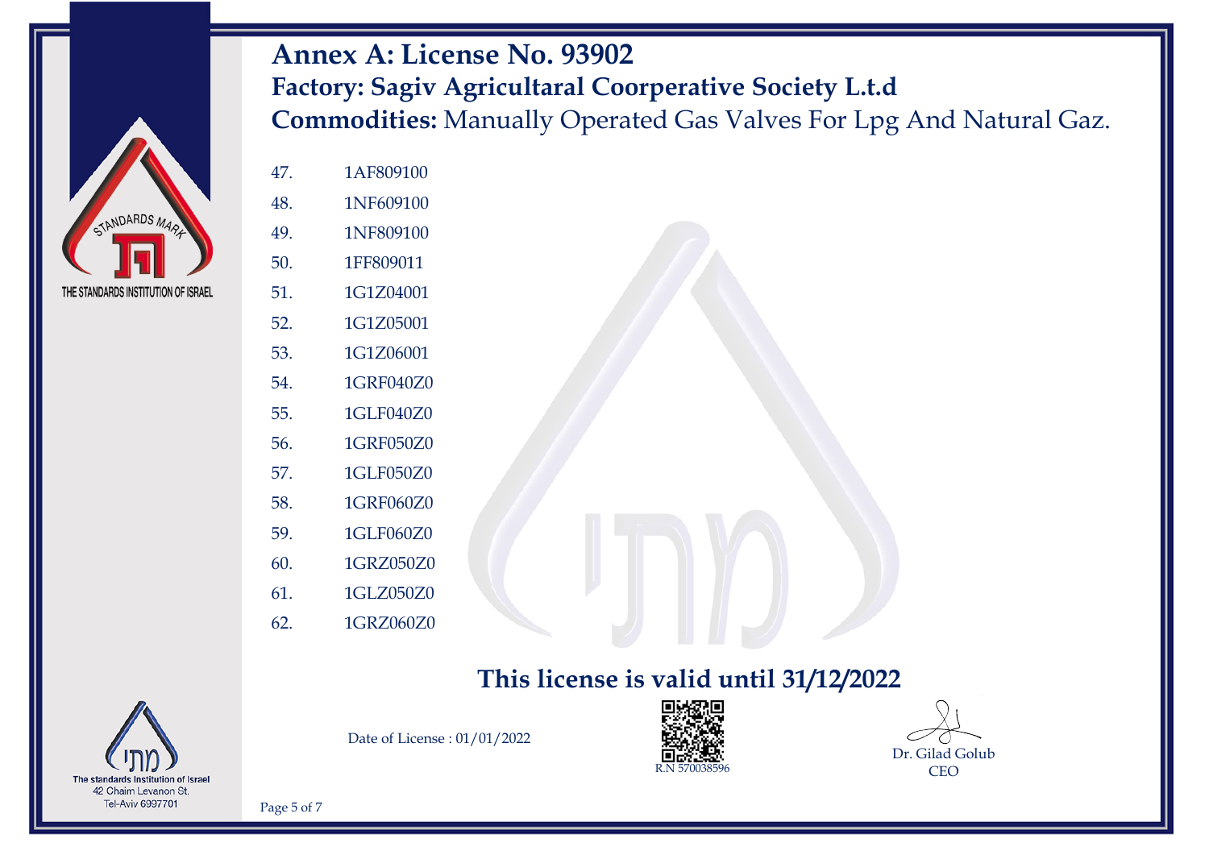# Annex A: License No. 93902

## Factory: Sagiv Agricultaral Coorperative Society L.t.d

**Commodities:** Manually Operated Gas Valves For Lpg And Natural Gaz.

47. 1AF809100
48. 1NF609100
49. 1NF809100
50. 1FF809011
51. 1G1Z04001
52. 1G1Z05001
53. 1G1Z06001
54. 1GRF040Z0
55. 1GLF040Z0
56. 1GRF050Z0
57. 1GLF050Z0
58. 1GRF060Z0
59. 1GLF060Z0
60. 1GRZ050Z0
61. 1GLZ050Z0
62. 1GRZ060Z0

**This license is valid until 31/12/2022**

Date of License : 01/01/2022

R.N 570038596

Dr. Gilad Golub
CEO

The standards Institution of Israel
42 Chaim Levanon St.
Tel-Aviv 6997701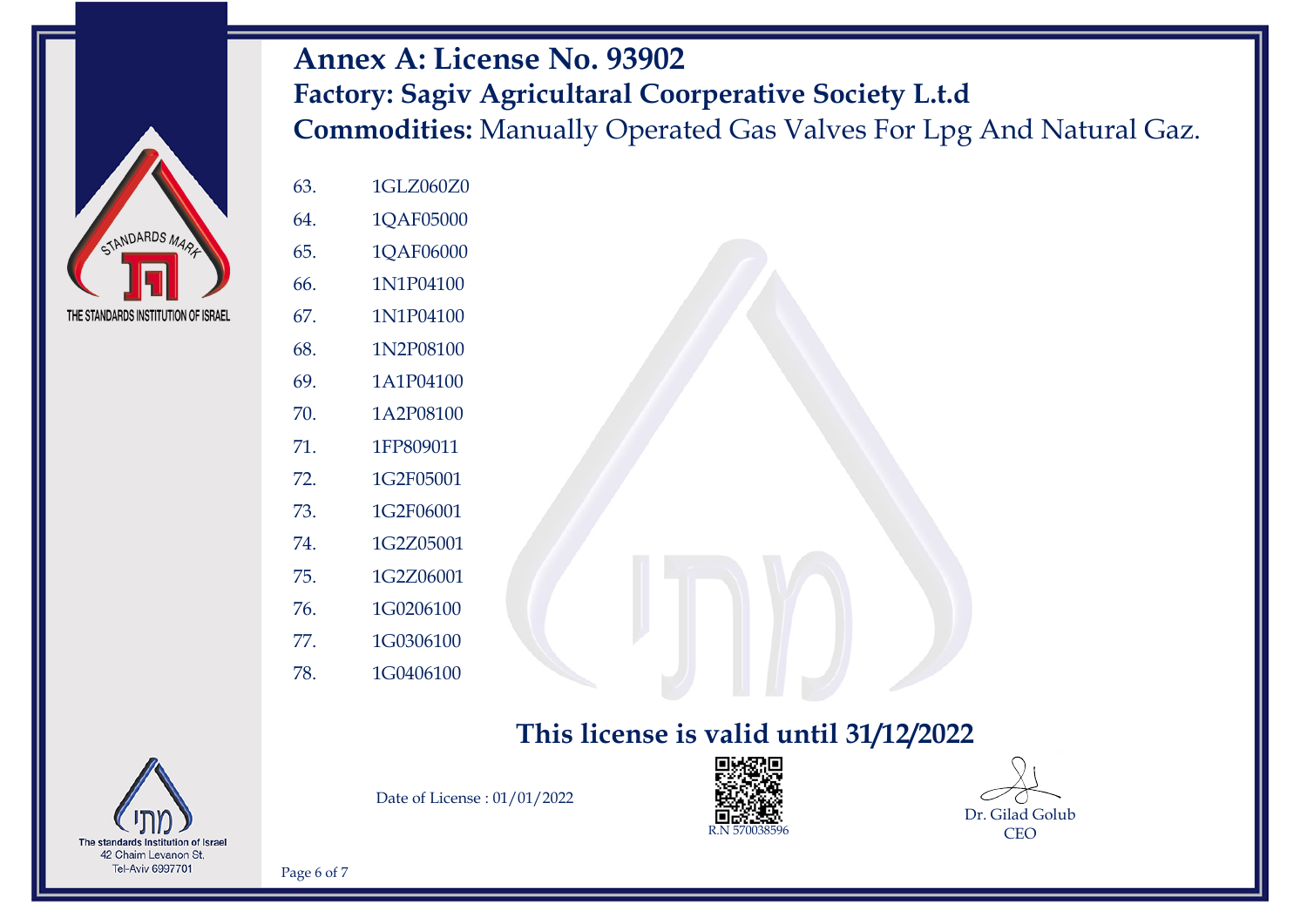## Annex A: License No. 93902

### Factory: Sagiv Agricultaral Coorperative Society L.t.d

**Commodities:** Manually Operated Gas Valves For Lpg And Natural Gaz.

63. 1GLZ060Z0
64. 1QAF05000
65. 1QAF06000
66. 1N1P04100
67. 1N1P04100
68. 1N2P08100
69. 1A1P04100
70. 1A2P08100
71. 1FP809011
72. 1G2F05001
73. 1G2F06001
74. 1G2Z05001
75. 1G2Z06001
76. 1G0206100
77. 1G0306100
78. 1G0406100

**This license is valid until 31/12/2022**

Date of License : 01/01/2022

R.N 570038596

Dr. Gilad Golub
CEO

The standards Institution of Israel
42 Chaim Levanon St.
Tel-Aviv 6997701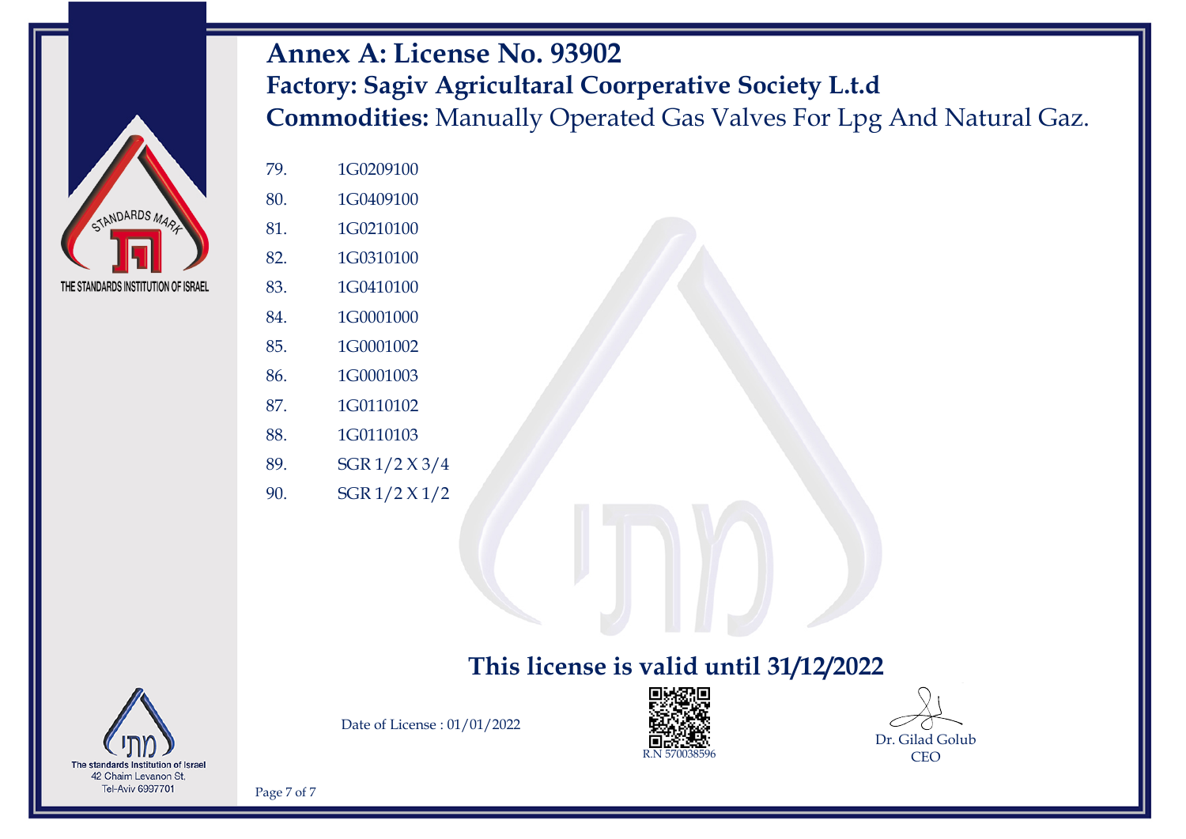# Annex A: License No. 93902

## Factory: Sagiv Agricultaral Coorperative Society L.t.d

**Commodities:** Manually Operated Gas Valves For Lpg And Natural Gaz.

79. 1G0209100
80. 1G0409100
81. 1G0210100
82. 1G0310100
83. 1G0410100
84. 1G0001000
85. 1G0001002
86. 1G0001003
87. 1G0110102
88. 1G0110103
89. SGR 1/2 X 3/4
90. SGR 1/2 X 1/2

STANDARDS MARK

THE STANDARDS INSTITUTION OF ISRAEL

**This license is valid until 31/12/2022**

Date of License : 01/01/2022

R.N 570038596

Dr. Gilad Golub
CEO

The standards Institution of Israel
42 Chaim Levanon St.
Tel-Aviv 6997701